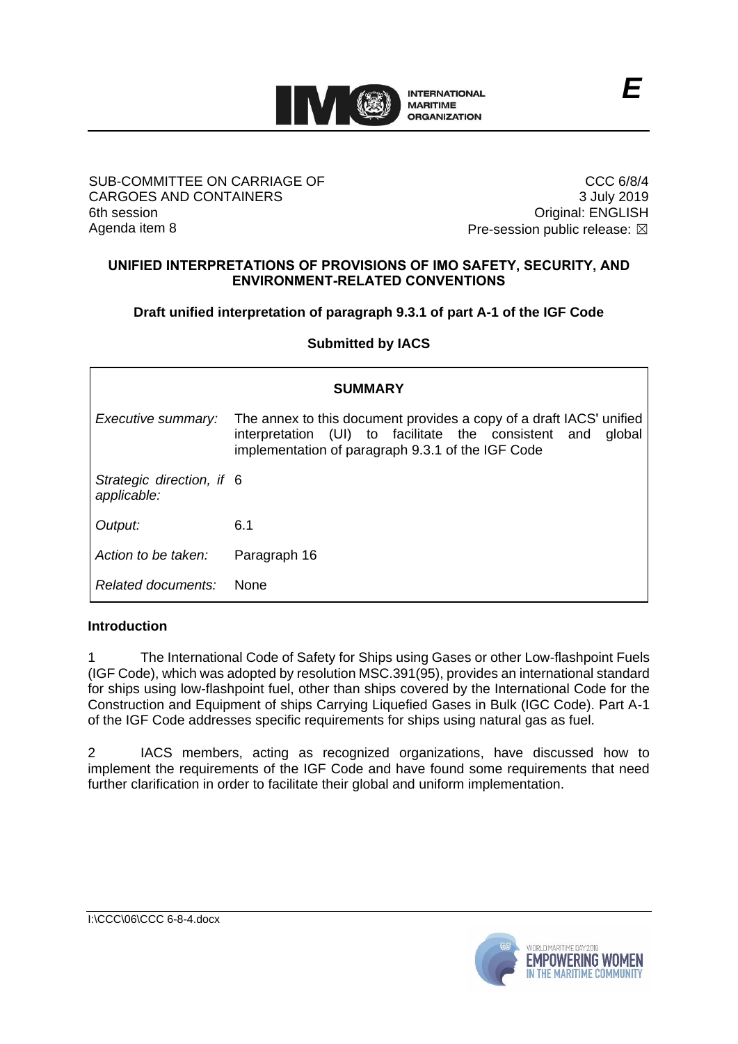E

SUB-COMMITTEE ON CARRIAGE OF CARGOES AND CONTAINERS
6th session
Agenda item 8

CCC 6/8/4
3 July 2019
Original: ENGLISH
Pre-session public release: ☒

## UNIFIED INTERPRETATIONS OF PROVISIONS OF IMO SAFETY, SECURITY, AND ENVIRONMENT-RELATED CONVENTIONS

### Draft unified interpretation of paragraph 9.3.1 of part A-1 of the IGF Code

**Submitted by IACS**

| SUMMARY | |
|---|---|
| *Executive summary:* | The annex to this document provides a copy of a draft IACS' unified interpretation (UI) to facilitate the consistent and global implementation of paragraph 9.3.1 of the IGF Code |
| *Strategic direction, if applicable:* | 6 |
| *Output:* | 6.1 |
| *Action to be taken:* | Paragraph 16 |
| *Related documents:* | None |

**Introduction**

1 The International Code of Safety for Ships using Gases or other Low-flashpoint Fuels (IGF Code), which was adopted by resolution MSC.391(95), provides an international standard for ships using low-flashpoint fuel, other than ships covered by the International Code for the Construction and Equipment of ships Carrying Liquefied Gases in Bulk (IGC Code). Part A-1 of the IGF Code addresses specific requirements for ships using natural gas as fuel.

2 IACS members, acting as recognized organizations, have discussed how to implement the requirements of the IGF Code and have found some requirements that need further clarification in order to facilitate their global and uniform implementation.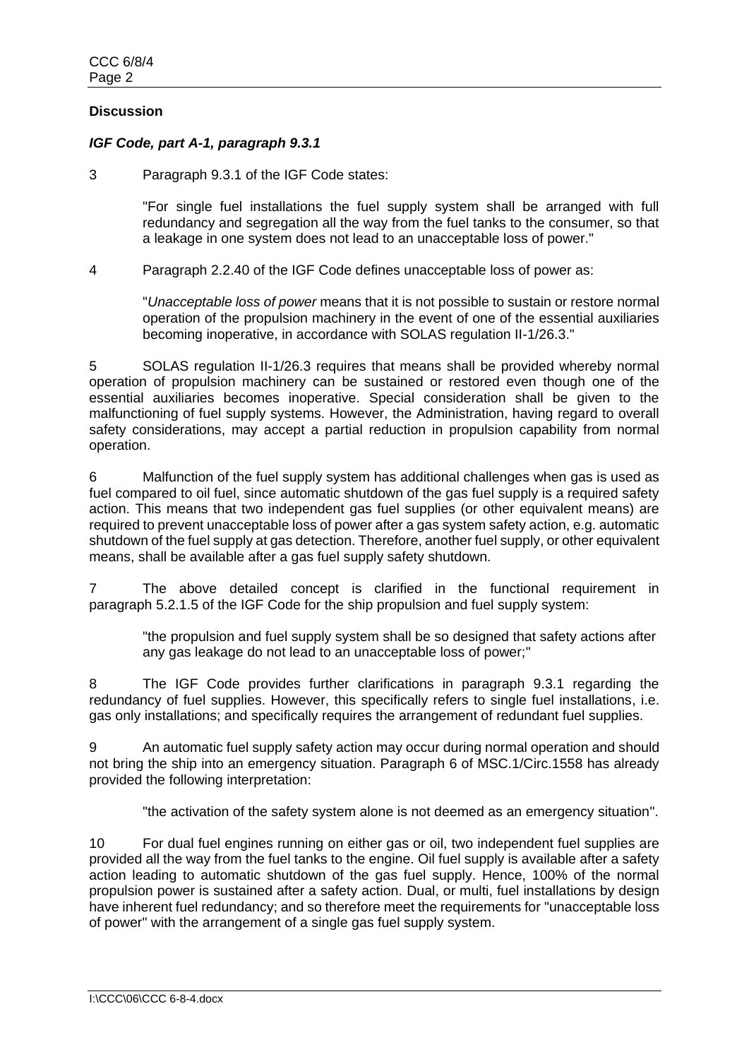**Discussion**

***IGF Code, part A-1, paragraph 9.3.1***

3 Paragraph 9.3.1 of the IGF Code states:

> "For single fuel installations the fuel supply system shall be arranged with full redundancy and segregation all the way from the fuel tanks to the consumer, so that a leakage in one system does not lead to an unacceptable loss of power."

4 Paragraph 2.2.40 of the IGF Code defines unacceptable loss of power as:

> "*Unacceptable loss of power* means that it is not possible to sustain or restore normal operation of the propulsion machinery in the event of one of the essential auxiliaries becoming inoperative, in accordance with SOLAS regulation II-1/26.3."

5 SOLAS regulation II-1/26.3 requires that means shall be provided whereby normal operation of propulsion machinery can be sustained or restored even though one of the essential auxiliaries becomes inoperative. Special consideration shall be given to the malfunctioning of fuel supply systems. However, the Administration, having regard to overall safety considerations, may accept a partial reduction in propulsion capability from normal operation.

6 Malfunction of the fuel supply system has additional challenges when gas is used as fuel compared to oil fuel, since automatic shutdown of the gas fuel supply is a required safety action. This means that two independent gas fuel supplies (or other equivalent means) are required to prevent unacceptable loss of power after a gas system safety action, e.g. automatic shutdown of the fuel supply at gas detection. Therefore, another fuel supply, or other equivalent means, shall be available after a gas fuel supply safety shutdown.

7 The above detailed concept is clarified in the functional requirement in paragraph 5.2.1.5 of the IGF Code for the ship propulsion and fuel supply system:

> "the propulsion and fuel supply system shall be so designed that safety actions after any gas leakage do not lead to an unacceptable loss of power;"

8 The IGF Code provides further clarifications in paragraph 9.3.1 regarding the redundancy of fuel supplies. However, this specifically refers to single fuel installations, i.e. gas only installations; and specifically requires the arrangement of redundant fuel supplies.

9 An automatic fuel supply safety action may occur during normal operation and should not bring the ship into an emergency situation. Paragraph 6 of MSC.1/Circ.1558 has already provided the following interpretation:

> "the activation of the safety system alone is not deemed as an emergency situation".

10 For dual fuel engines running on either gas or oil, two independent fuel supplies are provided all the way from the fuel tanks to the engine. Oil fuel supply is available after a safety action leading to automatic shutdown of the gas fuel supply. Hence, 100% of the normal propulsion power is sustained after a safety action. Dual, or multi, fuel installations by design have inherent fuel redundancy; and so therefore meet the requirements for "unacceptable loss of power" with the arrangement of a single gas fuel supply system.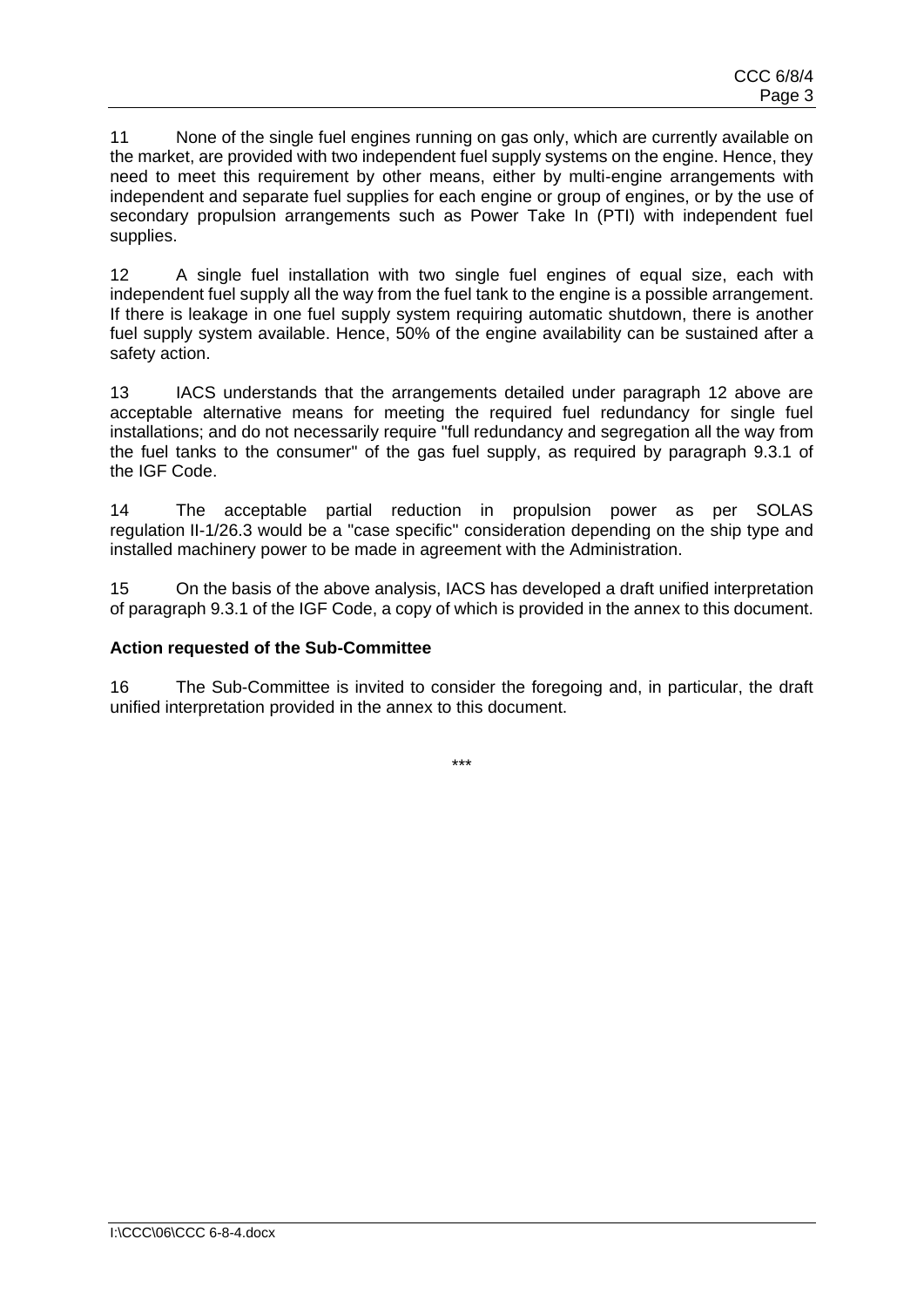11 None of the single fuel engines running on gas only, which are currently available on the market, are provided with two independent fuel supply systems on the engine. Hence, they need to meet this requirement by other means, either by multi-engine arrangements with independent and separate fuel supplies for each engine or group of engines, or by the use of secondary propulsion arrangements such as Power Take In (PTI) with independent fuel supplies.

12 A single fuel installation with two single fuel engines of equal size, each with independent fuel supply all the way from the fuel tank to the engine is a possible arrangement. If there is leakage in one fuel supply system requiring automatic shutdown, there is another fuel supply system available. Hence, 50% of the engine availability can be sustained after a safety action.

13 IACS understands that the arrangements detailed under paragraph 12 above are acceptable alternative means for meeting the required fuel redundancy for single fuel installations; and do not necessarily require "full redundancy and segregation all the way from the fuel tanks to the consumer" of the gas fuel supply, as required by paragraph 9.3.1 of the IGF Code.

14 The acceptable partial reduction in propulsion power as per SOLAS regulation II-1/26.3 would be a "case specific" consideration depending on the ship type and installed machinery power to be made in agreement with the Administration.

15 On the basis of the above analysis, IACS has developed a draft unified interpretation of paragraph 9.3.1 of the IGF Code, a copy of which is provided in the annex to this document.

**Action requested of the Sub-Committee**

16 The Sub-Committee is invited to consider the foregoing and, in particular, the draft unified interpretation provided in the annex to this document.

***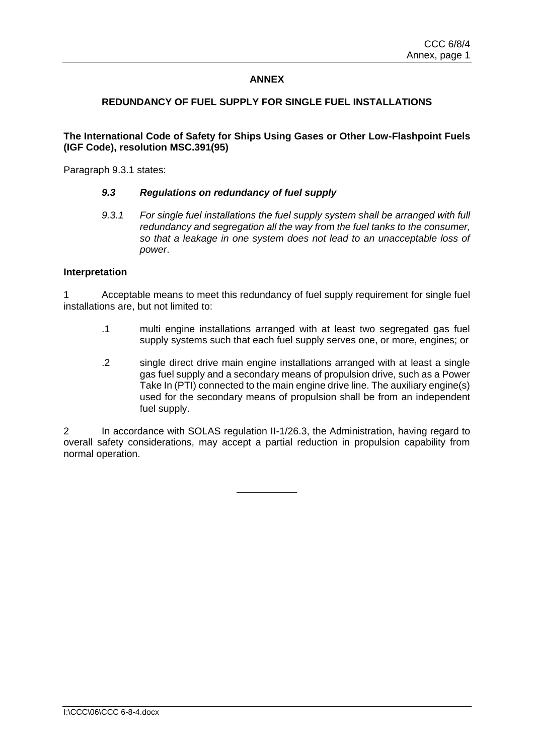## ANNEX

### REDUNDANCY OF FUEL SUPPLY FOR SINGLE FUEL INSTALLATIONS

**The International Code of Safety for Ships Using Gases or Other Low-Flashpoint Fuels (IGF Code), resolution MSC.391(95)**

Paragraph 9.3.1 states:

> ***9.3 Regulations on redundancy of fuel supply***
>
> *9.3.1 For single fuel installations the fuel supply system shall be arranged with full redundancy and segregation all the way from the fuel tanks to the consumer, so that a leakage in one system does not lead to an unacceptable loss of power*.

**Interpretation**

1 Acceptable means to meet this redundancy of fuel supply requirement for single fuel installations are, but not limited to:

- .1 multi engine installations arranged with at least two segregated gas fuel supply systems such that each fuel supply serves one, or more, engines; or

- .2 single direct drive main engine installations arranged with at least a single gas fuel supply and a secondary means of propulsion drive, such as a Power Take In (PTI) connected to the main engine drive line. The auxiliary engine(s) used for the secondary means of propulsion shall be from an independent fuel supply.

2 In accordance with SOLAS regulation II-1/26.3, the Administration, having regard to overall safety considerations, may accept a partial reduction in propulsion capability from normal operation.

___________